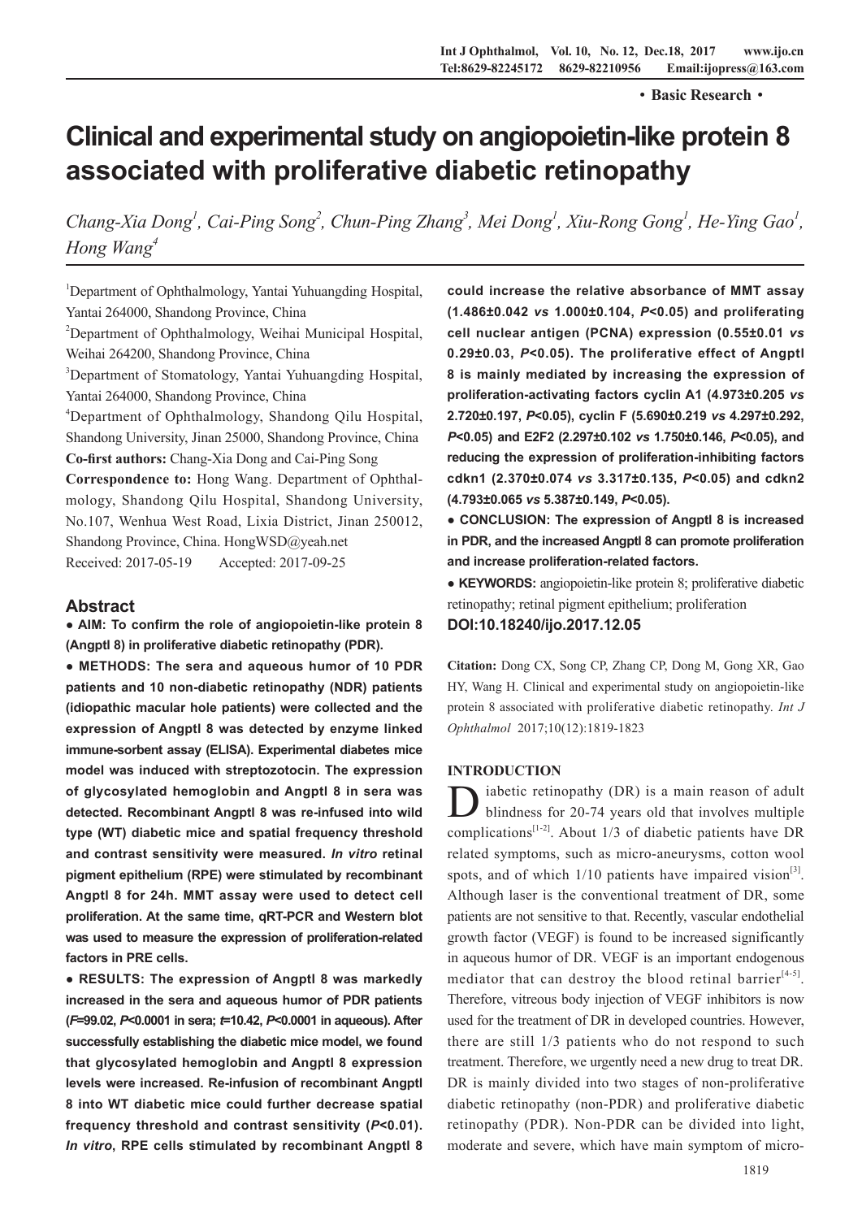· Basic Research ·

# Clinical and experimental study on angiopoietin-like protein 8 associated with proliferative diabetic retinopathy

*Chang-Xia Dong[1], Cai-Ping Song[2], Chun-Ping Zhang[3], Mei Dong[1], Xiu-Rong Gong[1], He-Ying Gao[1], Hong Wang[4]*

[1]Department of Ophthalmology, Yantai Yuhuangding Hospital, Yantai 264000, Shandong Province, China

[2]Department of Ophthalmology, Weihai Municipal Hospital, Weihai 264200, Shandong Province, China

[3]Department of Stomatology, Yantai Yuhuangding Hospital, Yantai 264000, Shandong Province, China

[4]Department of Ophthalmology, Shandong Qilu Hospital, Shandong University, Jinan 25000, Shandong Province, China

**Co-first authors:** Chang-Xia Dong and Cai-Ping Song

**Correspondence to:** Hong Wang. Department of Ophthalmology, Shandong Qilu Hospital, Shandong University, No.107, Wenhua West Road, Lixia District, Jinan 250012, Shandong Province, China. HongWSD@yeah.net

Received: 2017-05-19 Accepted: 2017-09-25

## Abstract

**● AIM: To confirm the role of angiopoietin-like protein 8 (Angptl 8) in proliferative diabetic retinopathy (PDR).**

**● METHODS: The sera and aqueous humor of 10 PDR patients and 10 non-diabetic retinopathy (NDR) patients (idiopathic macular hole patients) were collected and the expression of Angptl 8 was detected by enzyme linked immune-sorbent assay (ELISA). Experimental diabetes mice model was induced with streptozotocin. The expression of glycosylated hemoglobin and Angptl 8 in sera was detected. Recombinant Angptl 8 was re-infused into wild type (WT) diabetic mice and spatial frequency threshold and contrast sensitivity were measured. *In vitro* retinal pigment epithelium (RPE) were stimulated by recombinant Angptl 8 for 24h. MMT assay were used to detect cell proliferation. At the same time, qRT-PCR and Western blot was used to measure the expression of proliferation-related factors in PRE cells.**

**● RESULTS: The expression of Angptl 8 was markedly increased in the sera and aqueous humor of PDR patients (*F*=99.02, *P*<0.0001 in sera; *t*=10.42, *P*<0.0001 in aqueous). After successfully establishing the diabetic mice model, we found that glycosylated hemoglobin and Angptl 8 expression levels were increased. Re-infusion of recombinant Angptl 8 into WT diabetic mice could further decrease spatial frequency threshold and contrast sensitivity (*P*<0.01). *In vitro*, RPE cells stimulated by recombinant Angptl 8 could increase the relative absorbance of MMT assay (1.486±0.042 *vs* 1.000±0.104, *P*<0.05) and proliferating cell nuclear antigen (PCNA) expression (0.55±0.01 *vs* 0.29±0.03, *P*<0.05). The proliferative effect of Angptl 8 is mainly mediated by increasing the expression of proliferation-activating factors cyclin A1 (4.973±0.205 *vs* 2.720±0.197, *P*<0.05), cyclin F (5.690±0.219 *vs* 4.297±0.292, *P*<0.05) and E2F2 (2.297±0.102 *vs* 1.750±0.146, *P*<0.05), and reducing the expression of proliferation-inhibiting factors cdkn1 (2.370±0.074 *vs* 3.317±0.135, *P*<0.05) and cdkn2 (4.793±0.065 *vs* 5.387±0.149, *P*<0.05).**

**● CONCLUSION: The expression of Angptl 8 is increased in PDR, and the increased Angptl 8 can promote proliferation and increase proliferation-related factors.**

**● KEYWORDS:** angiopoietin-like protein 8; proliferative diabetic retinopathy; retinal pigment epithelium; proliferation

**DOI:10.18240/ijo.2017.12.05**

**Citation:** Dong CX, Song CP, Zhang CP, Dong M, Gong XR, Gao HY, Wang H. Clinical and experimental study on angiopoietin-like protein 8 associated with proliferative diabetic retinopathy. *Int J Ophthalmol* 2017;10(12):1819-1823

## INTRODUCTION

Diabetic retinopathy (DR) is a main reason of adult blindness for 20-74 years old that involves multiple complications[1-2]. About 1/3 of diabetic patients have DR related symptoms, such as micro-aneurysms, cotton wool spots, and of which 1/10 patients have impaired vision[3]. Although laser is the conventional treatment of DR, some patients are not sensitive to that. Recently, vascular endothelial growth factor (VEGF) is found to be increased significantly in aqueous humor of DR. VEGF is an important endogenous mediator that can destroy the blood retinal barrier[4-5]. Therefore, vitreous body injection of VEGF inhibitors is now used for the treatment of DR in developed countries. However, there are still 1/3 patients who do not respond to such treatment. Therefore, we urgently need a new drug to treat DR. DR is mainly divided into two stages of non-proliferative diabetic retinopathy (non-PDR) and proliferative diabetic retinopathy (PDR). Non-PDR can be divided into light, moderate and severe, which have main symptom of micro-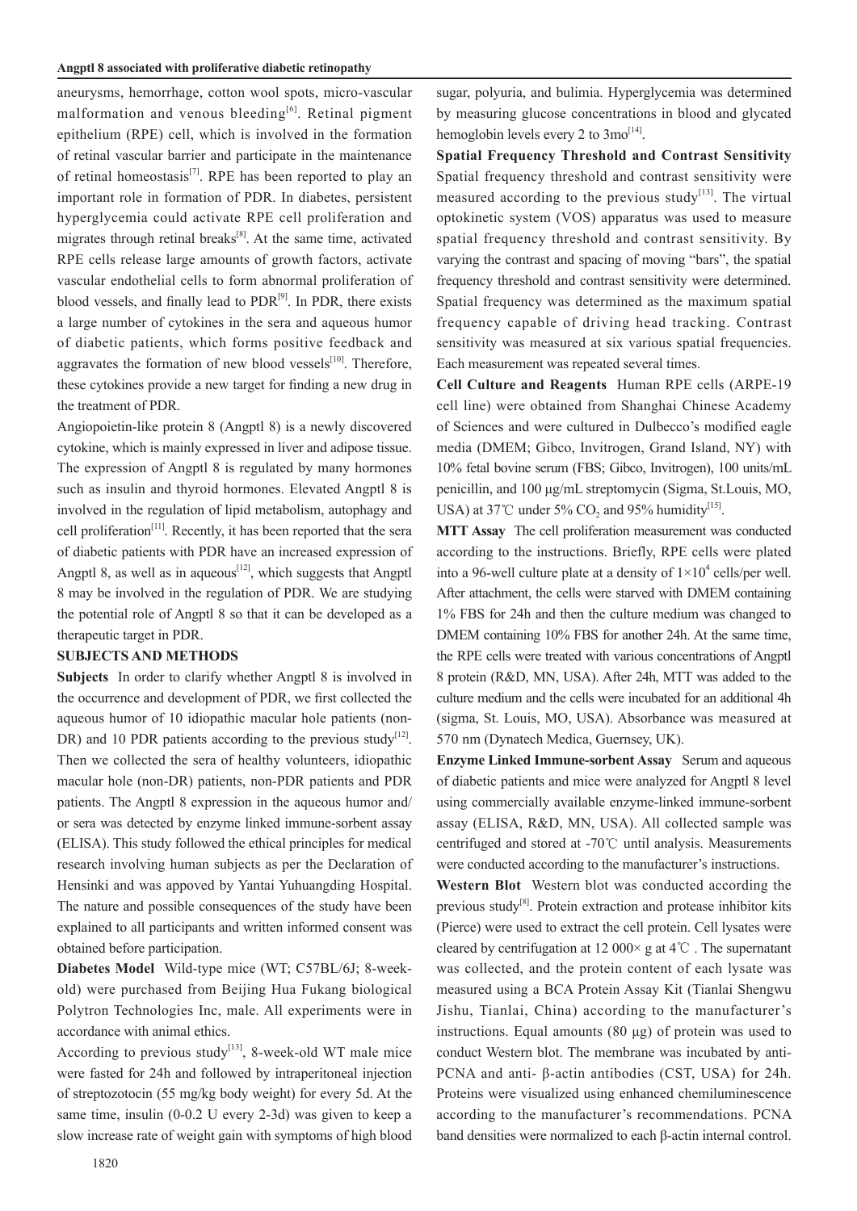aneurysms, hemorrhage, cotton wool spots, micro-vascular malformation and venous bleeding[6]. Retinal pigment epithelium (RPE) cell, which is involved in the formation of retinal vascular barrier and participate in the maintenance of retinal homeostasis[7]. RPE has been reported to play an important role in formation of PDR. In diabetes, persistent hyperglycemia could activate RPE cell proliferation and migrates through retinal breaks[8]. At the same time, activated RPE cells release large amounts of growth factors, activate vascular endothelial cells to form abnormal proliferation of blood vessels, and finally lead to PDR[9]. In PDR, there exists a large number of cytokines in the sera and aqueous humor of diabetic patients, which forms positive feedback and aggravates the formation of new blood vessels[10]. Therefore, these cytokines provide a new target for finding a new drug in the treatment of PDR.

Angiopoietin-like protein 8 (Angptl 8) is a newly discovered cytokine, which is mainly expressed in liver and adipose tissue. The expression of Angptl 8 is regulated by many hormones such as insulin and thyroid hormones. Elevated Angptl 8 is involved in the regulation of lipid metabolism, autophagy and cell proliferation[11]. Recently, it has been reported that the sera of diabetic patients with PDR have an increased expression of Angptl 8, as well as in aqueous[12], which suggests that Angptl 8 may be involved in the regulation of PDR. We are studying the potential role of Angptl 8 so that it can be developed as a therapeutic target in PDR.

## SUBJECTS AND METHODS

**Subjects** In order to clarify whether Angptl 8 is involved in the occurrence and development of PDR, we first collected the aqueous humor of 10 idiopathic macular hole patients (non-DR) and 10 PDR patients according to the previous study[12]. Then we collected the sera of healthy volunteers, idiopathic macular hole (non-DR) patients, non-PDR patients and PDR patients. The Angptl 8 expression in the aqueous humor and/or sera was detected by enzyme linked immune-sorbent assay (ELISA). This study followed the ethical principles for medical research involving human subjects as per the Declaration of Hensinki and was appoved by Yantai Yuhuangding Hospital. The nature and possible consequences of the study have been explained to all participants and written informed consent was obtained before participation.

**Diabetes Model** Wild-type mice (WT; C57BL/6J; 8-week-old) were purchased from Beijing Hua Fukang biological Polytron Technologies Inc, male. All experiments were in accordance with animal ethics.

According to previous study[13], 8-week-old WT male mice were fasted for 24h and followed by intraperitoneal injection of streptozotocin (55 mg/kg body weight) for every 5d. At the same time, insulin (0-0.2 U every 2-3d) was given to keep a slow increase rate of weight gain with symptoms of high blood sugar, polyuria, and bulimia. Hyperglycemia was determined by measuring glucose concentrations in blood and glycated hemoglobin levels every 2 to 3mo[14].

**Spatial Frequency Threshold and Contrast Sensitivity** Spatial frequency threshold and contrast sensitivity were measured according to the previous study[13]. The virtual optokinetic system (VOS) apparatus was used to measure spatial frequency threshold and contrast sensitivity. By varying the contrast and spacing of moving "bars", the spatial frequency threshold and contrast sensitivity were determined. Spatial frequency was determined as the maximum spatial frequency capable of driving head tracking. Contrast sensitivity was measured at six various spatial frequencies. Each measurement was repeated several times.

**Cell Culture and Reagents** Human RPE cells (ARPE-19 cell line) were obtained from Shanghai Chinese Academy of Sciences and were cultured in Dulbecco's modified eagle media (DMEM; Gibco, Invitrogen, Grand Island, NY) with 10% fetal bovine serum (FBS; Gibco, Invitrogen), 100 units/mL penicillin, and 100 μg/mL streptomycin (Sigma, St.Louis, MO, USA) at 37℃ under 5% $CO_2$ and 95% humidity[15].

**MTT Assay** The cell proliferation measurement was conducted according to the instructions. Briefly, RPE cells were plated into a 96-well culture plate at a density of $1\times10^4$ cells/per well. After attachment, the cells were starved with DMEM containing 1% FBS for 24h and then the culture medium was changed to DMEM containing 10% FBS for another 24h. At the same time, the RPE cells were treated with various concentrations of Angptl 8 protein (R&D, MN, USA). After 24h, MTT was added to the culture medium and the cells were incubated for an additional 4h (sigma, St. Louis, MO, USA). Absorbance was measured at 570 nm (Dynatech Medica, Guernsey, UK).

**Enzyme Linked Immune-sorbent Assay** Serum and aqueous of diabetic patients and mice were analyzed for Angptl 8 level using commercially available enzyme-linked immune-sorbent assay (ELISA, R&D, MN, USA). All collected sample was centrifuged and stored at -70℃ until analysis. Measurements were conducted according to the manufacturer's instructions.

**Western Blot** Western blot was conducted according the previous study[8]. Protein extraction and protease inhibitor kits (Pierce) were used to extract the cell protein. Cell lysates were cleared by centrifugation at 12 000× g at 4℃ . The supernatant was collected, and the protein content of each lysate was measured using a BCA Protein Assay Kit (Tianlai Shengwu Jishu, Tianlai, China) according to the manufacturer's instructions. Equal amounts (80 μg) of protein was used to conduct Western blot. The membrane was incubated by anti-PCNA and anti- β-actin antibodies (CST, USA) for 24h. Proteins were visualized using enhanced chemiluminescence according to the manufacturer's recommendations. PCNA band densities were normalized to each β-actin internal control.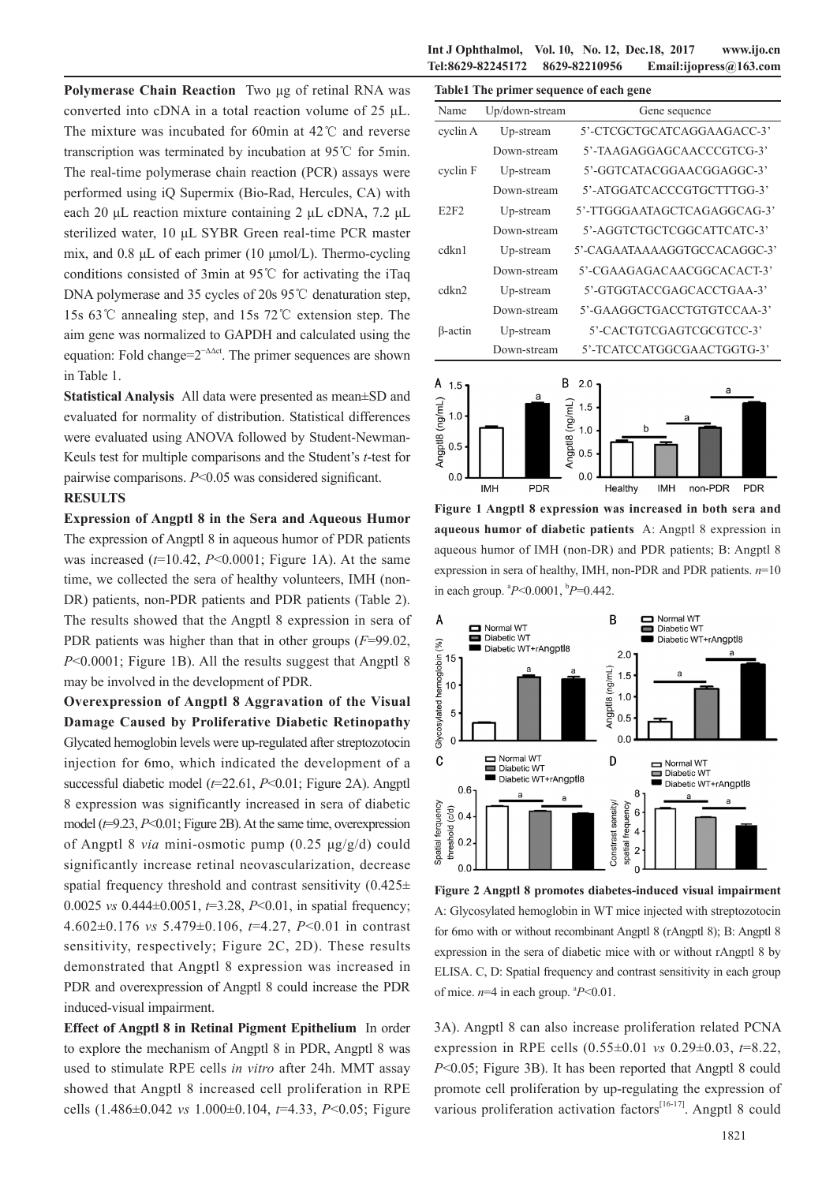**Polymerase Chain Reaction** Two μg of retinal RNA was converted into cDNA in a total reaction volume of 25 μL. The mixture was incubated for 60min at 42℃ and reverse transcription was terminated by incubation at 95℃ for 5min. The real-time polymerase chain reaction (PCR) assays were performed using iQ Supermix (Bio-Rad, Hercules, CA) with each 20 μL reaction mixture containing 2 μL cDNA, 7.2 μL sterilized water, 10 μL SYBR Green real-time PCR master mix, and 0.8 μL of each primer (10 μmol/L). Thermo-cycling conditions consisted of 3min at 95℃ for activating the iTaq DNA polymerase and 35 cycles of 20s 95℃ denaturation step, 15s 63℃ annealing step, and 15s 72℃ extension step. The aim gene was normalized to GAPDH and calculated using the equation: Fold change=$2^{-\Delta\Delta ct}$. The primer sequences are shown in Table 1.

**Statistical Analysis** All data were presented as mean±SD and evaluated for normality of distribution. Statistical differences were evaluated using ANOVA followed by Student-Newman-Keuls test for multiple comparisons and the Student's *t*-test for pairwise comparisons. $P<0.05$ was considered significant.

## RESULTS

**Expression of Angptl 8 in the Sera and Aqueous Humor** The expression of Angptl 8 in aqueous humor of PDR patients was increased ($t$=10.42, $P$<0.0001; Figure 1A). At the same time, we collected the sera of healthy volunteers, IMH (non-DR) patients, non-PDR patients and PDR patients (Table 2). The results showed that the Angptl 8 expression in sera of PDR patients was higher than that in other groups ($F$=99.02, $P$<0.0001; Figure 1B). All the results suggest that Angptl 8 may be involved in the development of PDR.

**Overexpression of Angptl 8 Aggravation of the Visual Damage Caused by Proliferative Diabetic Retinopathy** Glycated hemoglobin levels were up-regulated after streptozotocin injection for 6mo, which indicated the development of a successful diabetic model ($t$=22.61, $P$<0.01; Figure 2A). Angptl 8 expression was significantly increased in sera of diabetic model ($t$=9.23, $P$<0.01; Figure 2B). At the same time, overexpression of Angptl 8 *via* mini-osmotic pump (0.25 μg/g/d) could significantly increase retinal neovascularization, decrease spatial frequency threshold and contrast sensitivity (0.425±0.0025 *vs* 0.444±0.0051, $t$=3.28, $P$<0.01, in spatial frequency; 4.602±0.176 *vs* 5.479±0.106, $t$=4.27, $P$<0.01 in contrast sensitivity, respectively; Figure 2C, 2D). These results demonstrated that Angptl 8 expression was increased in PDR and overexpression of Angptl 8 could increase the PDR induced-visual impairment.

**Effect of Angptl 8 in Retinal Pigment Epithelium** In order to explore the mechanism of Angptl 8 in PDR, Angptl 8 was used to stimulate RPE cells *in vitro* after 24h. MMT assay showed that Angptl 8 increased cell proliferation in RPE cells (1.486±0.042 *vs* 1.000±0.104, $t$=4.33, $P$<0.05; Figure 3A). Angptl 8 can also increase proliferation related PCNA expression in RPE cells (0.55±0.01 *vs* 0.29±0.03, $t$=8.22, $P$<0.05; Figure 3B). It has been reported that Angptl 8 could promote cell proliferation by up-regulating the expression of various proliferation activation factors[16-17]. Angptl 8 could

**Table1 The primer sequence of each gene**

| Name | Up/down-stream | Gene sequence |
|---|---|---|
| cyclin A | Up-stream | 5'-CTCGCTGCATCAGGAAGACC-3' |
| | Down-stream | 5'-TAAGAGGAGCAACCCGTCG-3' |
| cyclin F | Up-stream | 5'-GGTCATACGGAACGGAGGC-3' |
| | Down-stream | 5'-ATGGATCACCCGTGCTTTGG-3' |
| E2F2 | Up-stream | 5'-TTGGGAATAGCTCAGAGGCAG-3' |
| | Down-stream | 5'-AGGTCTGCTCGGCATTCATC-3' |
| cdkn1 | Up-stream | 5'-CAGAATAAAAGGTGCCACAGGC-3' |
| | Down-stream | 5'-CGAAGAGACAACGGCACACT-3' |
| cdkn2 | Up-stream | 5'-GTGGTACCGAGCACCTGAA-3' |
| | Down-stream | 5'-GAAGGCTGACCTGTGTCCAA-3' |
| β-actin | Up-stream | 5'-CACTGTCGAGTCGCGTCC-3' |
| | Down-stream | 5'-TCATCCATGGCGAACTGGTG-3' |

**Figure 1 Angptl 8 expression was increased in both sera and aqueous humor of diabetic patients** A: Angptl 8 expression in aqueous humor of IMH (non-DR) and PDR patients; B: Angptl 8 expression in sera of healthy, IMH, non-PDR and PDR patients. $n$=10 in each group. [a]$P$<0.0001, [b]$P$=0.442.

**Figure 2 Angptl 8 promotes diabetes-induced visual impairment** A: Glycosylated hemoglobin in WT mice injected with streptozotocin for 6mo with or without recombinant Angptl 8 (rAngptl 8); B: Angptl 8 expression in the sera of diabetic mice with or without rAngptl 8 by ELISA. C, D: Spatial frequency and contrast sensitivity in each group of mice. $n$=4 in each group. [a]$P$<0.01.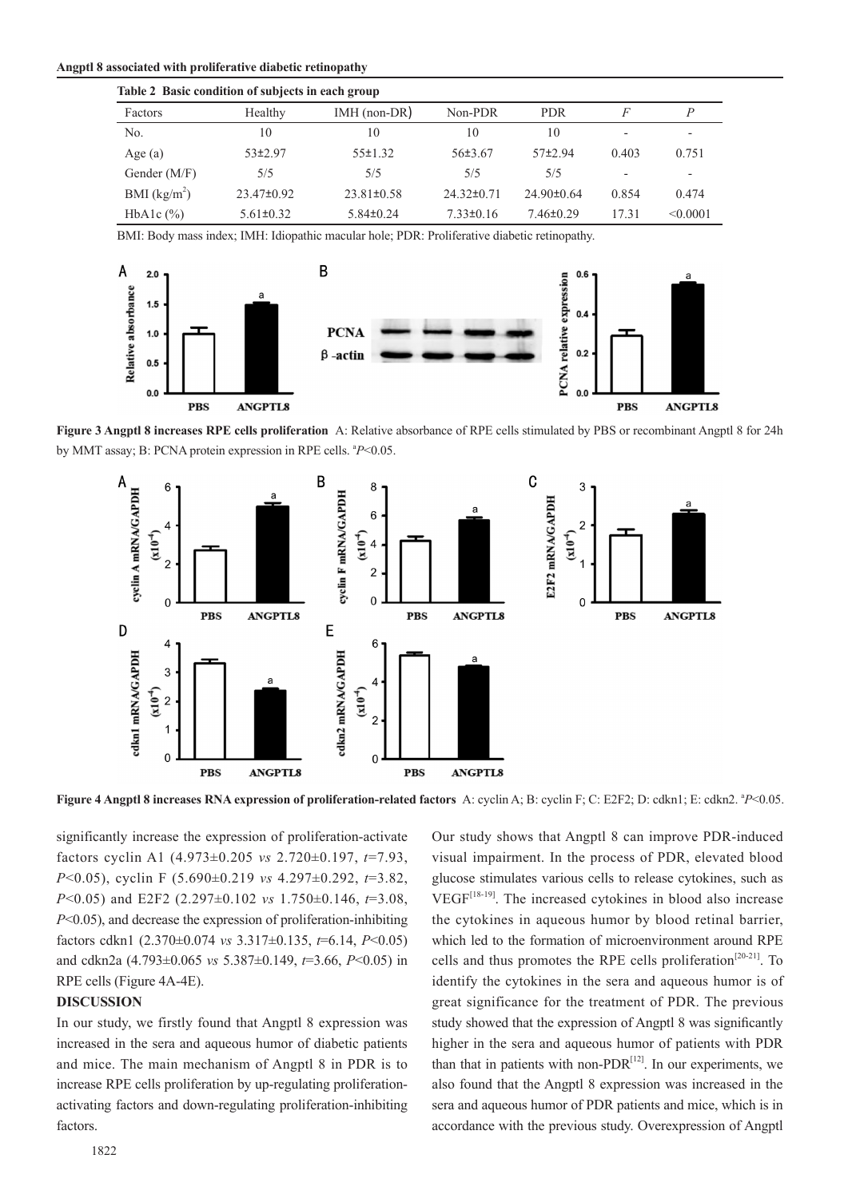**Table 2 Basic condition of subjects in each group**

| Factors | Healthy | IMH (non-DR) | Non-PDR | PDR | $F$ | $P$ |
|---|---|---|---|---|---|---|
| No. | 10 | 10 | 10 | 10 | - | - |
| Age (a) | 53±2.97 | 55±1.32 | 56±3.67 | 57±2.94 | 0.403 | 0.751 |
| Gender (M/F) | 5/5 | 5/5 | 5/5 | 5/5 | - | - |
| BMI (kg/m$^2$) | 23.47±0.92 | 23.81±0.58 | 24.32±0.71 | 24.90±0.64 | 0.854 | 0.474 |
| HbA1c (%) | 5.61±0.32 | 5.84±0.24 | 7.33±0.16 | 7.46±0.29 | 17.31 | <0.0001 |

BMI: Body mass index; IMH: Idiopathic macular hole; PDR: Proliferative diabetic retinopathy.

**Figure 3 Angptl 8 increases RPE cells proliferation** A: Relative absorbance of RPE cells stimulated by PBS or recombinant Angptl 8 for 24h by MMT assay; B: PCNA protein expression in RPE cells. [a]$P$<0.05.

**Figure 4 Angptl 8 increases RNA expression of proliferation-related factors** A: cyclin A; B: cyclin F; C: E2F2; D: cdkn1; E: cdkn2. [a]$P$<0.05.

significantly increase the expression of proliferation-activate factors cyclin A1 (4.973±0.205 *vs* 2.720±0.197, $t$=7.93, $P$<0.05), cyclin F (5.690±0.219 *vs* 4.297±0.292, $t$=3.82, $P$<0.05) and E2F2 (2.297±0.102 *vs* 1.750±0.146, $t$=3.08, $P$<0.05), and decrease the expression of proliferation-inhibiting factors cdkn1 (2.370±0.074 *vs* 3.317±0.135, $t$=6.14, $P$<0.05) and cdkn2a (4.793±0.065 *vs* 5.387±0.149, $t$=3.66, $P$<0.05) in RPE cells (Figure 4A-4E).

## DISCUSSION

In our study, we firstly found that Angptl 8 expression was increased in the sera and aqueous humor of diabetic patients and mice. The main mechanism of Angptl 8 in PDR is to increase RPE cells proliferation by up-regulating proliferation-activating factors and down-regulating proliferation-inhibiting factors.

Our study shows that Angptl 8 can improve PDR-induced visual impairment. In the process of PDR, elevated blood glucose stimulates various cells to release cytokines, such as VEGF[18-19]. The increased cytokines in blood also increase the cytokines in aqueous humor by blood retinal barrier, which led to the formation of microenvironment around RPE cells and thus promotes the RPE cells proliferation[20-21]. To identify the cytokines in the sera and aqueous humor is of great significance for the treatment of PDR. The previous study showed that the expression of Angptl 8 was significantly higher in the sera and aqueous humor of patients with PDR than that in patients with non-PDR[12]. In our experiments, we also found that the Angptl 8 expression was increased in the sera and aqueous humor of PDR patients and mice, which is in accordance with the previous study. Overexpression of Angptl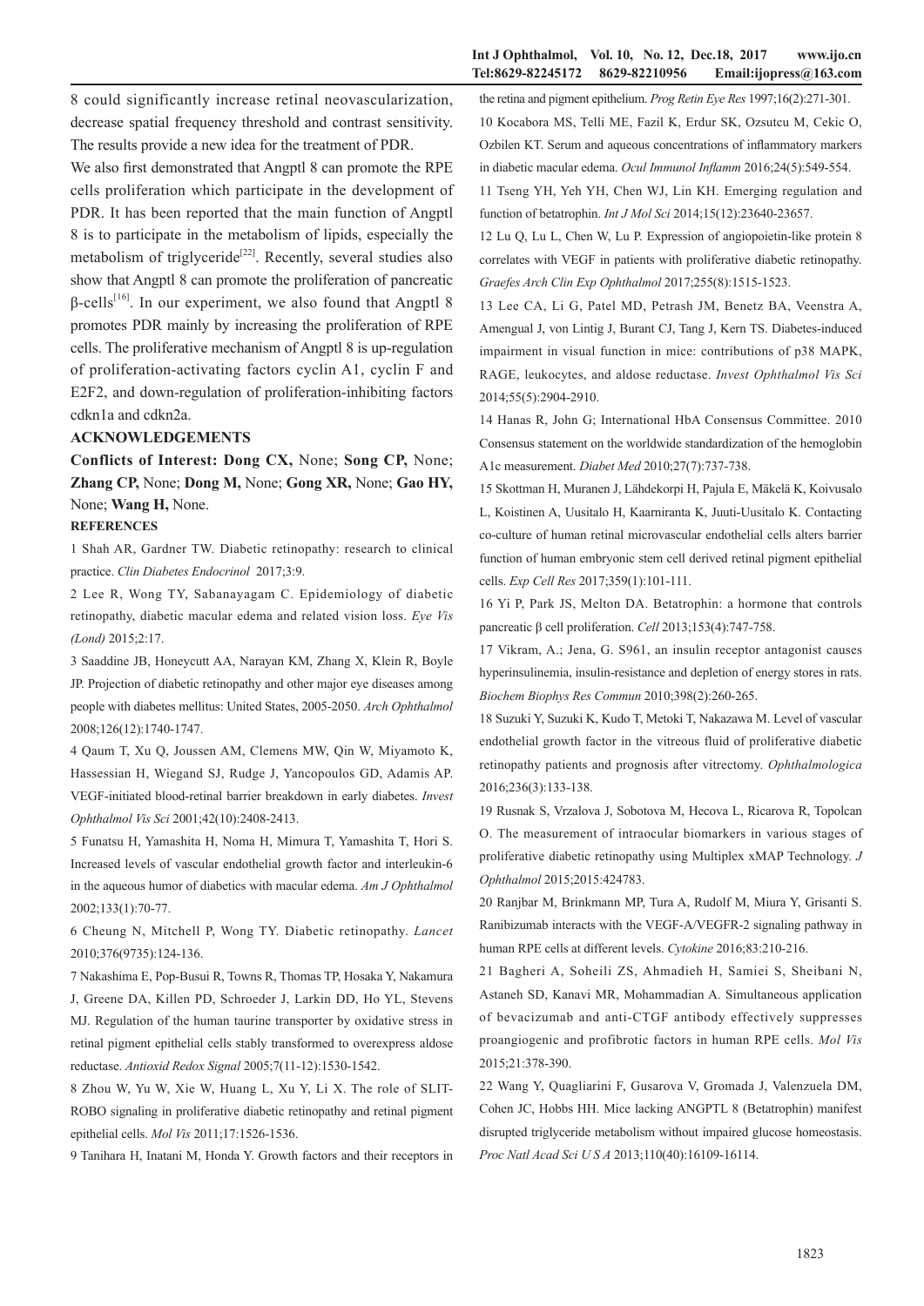8 could significantly increase retinal neovascularization, decrease spatial frequency threshold and contrast sensitivity. The results provide a new idea for the treatment of PDR.

We also first demonstrated that Angptl 8 can promote the RPE cells proliferation which participate in the development of PDR. It has been reported that the main function of Angptl 8 is to participate in the metabolism of lipids, especially the metabolism of triglyceride[22]. Recently, several studies also show that Angptl 8 can promote the proliferation of pancreatic β-cells[16]. In our experiment, we also found that Angptl 8 promotes PDR mainly by increasing the proliferation of RPE cells. The proliferative mechanism of Angptl 8 is up-regulation of proliferation-activating factors cyclin A1, cyclin F and E2F2, and down-regulation of proliferation-inhibiting factors cdkn1a and cdkn2a.

## ACKNOWLEDGEMENTS

**Conflicts of Interest: Dong CX,** None; **Song CP,** None; **Zhang CP,** None; **Dong M,** None; **Gong XR,** None; **Gao HY,** None; **Wang H,** None.

## REFERENCES

1 Shah AR, Gardner TW. Diabetic retinopathy: research to clinical practice. *Clin Diabetes Endocrinol* 2017;3:9.

2 Lee R, Wong TY, Sabanayagam C. Epidemiology of diabetic retinopathy, diabetic macular edema and related vision loss. *Eye Vis (Lond)* 2015;2:17.

3 Saaddine JB, Honeycutt AA, Narayan KM, Zhang X, Klein R, Boyle JP. Projection of diabetic retinopathy and other major eye diseases among people with diabetes mellitus: United States, 2005-2050. *Arch Ophthalmol* 2008;126(12):1740-1747.

4 Qaum T, Xu Q, Joussen AM, Clemens MW, Qin W, Miyamoto K, Hassessian H, Wiegand SJ, Rudge J, Yancopoulos GD, Adamis AP. VEGF-initiated blood-retinal barrier breakdown in early diabetes. *Invest Ophthalmol Vis Sci* 2001;42(10):2408-2413.

5 Funatsu H, Yamashita H, Noma H, Mimura T, Yamashita T, Hori S. Increased levels of vascular endothelial growth factor and interleukin-6 in the aqueous humor of diabetics with macular edema. *Am J Ophthalmol* 2002;133(1):70-77.

6 Cheung N, Mitchell P, Wong TY. Diabetic retinopathy. *Lancet* 2010;376(9735):124-136.

7 Nakashima E, Pop-Busui R, Towns R, Thomas TP, Hosaka Y, Nakamura J, Greene DA, Killen PD, Schroeder J, Larkin DD, Ho YL, Stevens MJ. Regulation of the human taurine transporter by oxidative stress in retinal pigment epithelial cells stably transformed to overexpress aldose reductase. *Antioxid Redox Signal* 2005;7(11-12):1530-1542.

8 Zhou W, Yu W, Xie W, Huang L, Xu Y, Li X. The role of SLIT-ROBO signaling in proliferative diabetic retinopathy and retinal pigment epithelial cells. *Mol Vis* 2011;17:1526-1536.

9 Tanihara H, Inatani M, Honda Y. Growth factors and their receptors in the retina and pigment epithelium. *Prog Retin Eye Res* 1997;16(2):271-301.

10 Kocabora MS, Telli ME, Fazil K, Erdur SK, Ozsutcu M, Cekic O, Ozbilen KT. Serum and aqueous concentrations of inflammatory markers in diabetic macular edema. *Ocul Immunol Inflamm* 2016;24(5):549-554.

11 Tseng YH, Yeh YH, Chen WJ, Lin KH. Emerging regulation and function of betatrophin. *Int J Mol Sci* 2014;15(12):23640-23657.

12 Lu Q, Lu L, Chen W, Lu P. Expression of angiopoietin-like protein 8 correlates with VEGF in patients with proliferative diabetic retinopathy. *Graefes Arch Clin Exp Ophthalmol* 2017;255(8):1515-1523.

13 Lee CA, Li G, Patel MD, Petrash JM, Benetz BA, Veenstra A, Amengual J, von Lintig J, Burant CJ, Tang J, Kern TS. Diabetes-induced impairment in visual function in mice: contributions of p38 MAPK, RAGE, leukocytes, and aldose reductase. *Invest Ophthalmol Vis Sci* 2014;55(5):2904-2910.

14 Hanas R, John G; International HbA Consensus Committee. 2010 Consensus statement on the worldwide standardization of the hemoglobin A1c measurement. *Diabet Med* 2010;27(7):737-738.

15 Skottman H, Muranen J, Lähdekorpi H, Pajula E, Mäkelä K, Koivusalo L, Koistinen A, Uusitalo H, Kaarniranta K, Juuti-Uusitalo K. Contacting co-culture of human retinal microvascular endothelial cells alters barrier function of human embryonic stem cell derived retinal pigment epithelial cells. *Exp Cell Res* 2017;359(1):101-111.

16 Yi P, Park JS, Melton DA. Betatrophin: a hormone that controls pancreatic β cell proliferation. *Cell* 2013;153(4):747-758.

17 Vikram, A.; Jena, G. S961, an insulin receptor antagonist causes hyperinsulinemia, insulin-resistance and depletion of energy stores in rats. *Biochem Biophys Res Commun* 2010;398(2):260-265.

18 Suzuki Y, Suzuki K, Kudo T, Metoki T, Nakazawa M. Level of vascular endothelial growth factor in the vitreous fluid of proliferative diabetic retinopathy patients and prognosis after vitrectomy. *Ophthalmologica* 2016;236(3):133-138.

19 Rusnak S, Vrzalova J, Sobotova M, Hecova L, Ricarova R, Topolcan O. The measurement of intraocular biomarkers in various stages of proliferative diabetic retinopathy using Multiplex xMAP Technology. *J Ophthalmol* 2015;2015:424783.

20 Ranjbar M, Brinkmann MP, Tura A, Rudolf M, Miura Y, Grisanti S. Ranibizumab interacts with the VEGF-A/VEGFR-2 signaling pathway in human RPE cells at different levels. *Cytokine* 2016;83:210-216.

21 Bagheri A, Soheili ZS, Ahmadieh H, Samiei S, Sheibani N, Astaneh SD, Kanavi MR, Mohammadian A. Simultaneous application of bevacizumab and anti-CTGF antibody effectively suppresses proangiogenic and profibrotic factors in human RPE cells. *Mol Vis* 2015;21:378-390.

22 Wang Y, Quagliarini F, Gusarova V, Gromada J, Valenzuela DM, Cohen JC, Hobbs HH. Mice lacking ANGPTL 8 (Betatrophin) manifest disrupted triglyceride metabolism without impaired glucose homeostasis. *Proc Natl Acad Sci U S A* 2013;110(40):16109-16114.